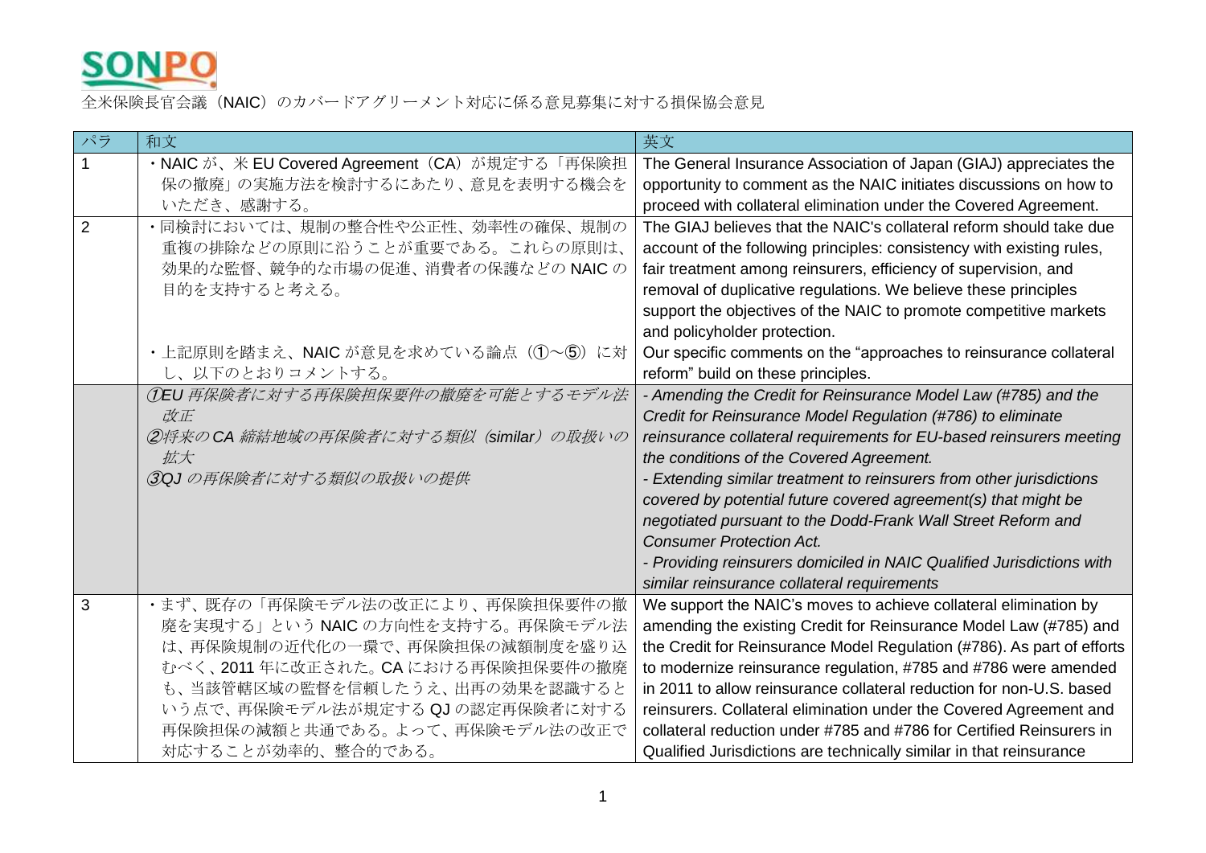**SONPO**

全米保険長官会議（NAIC）のカバードアグリーメント対応に係る意見募集に対する損保協会意見

| パラ | 和文 | 英文 |
|---|---|---|
| 1 | ・NAIC が、米 EU Covered Agreement（CA）が規定する「再保険担保の撤廃」の実施方法を検討するにあたり、意見を表明する機会をいただき、感謝する。 | The General Insurance Association of Japan (GIAJ) appreciates the opportunity to comment as the NAIC initiates discussions on how to proceed with collateral elimination under the Covered Agreement. |
| 2 | ・同検討においては、規制の整合性や公正性、効率性の確保、規制の重複の排除などの原則に沿うことが重要である。これらの原則は、効果的な監督、競争的な市場の促進、消費者の保護などの NAIC の目的を支持すると考える。<br><br>・上記原則を踏まえ、NAIC が意見を求めている論点（①～⑤）に対し、以下のとおりコメントする。 | The GIAJ believes that the NAIC's collateral reform should take due account of the following principles: consistency with existing rules, fair treatment among reinsurers, efficiency of supervision, and removal of duplicative regulations. We believe these principles support the objectives of the NAIC to promote competitive markets and policyholder protection.<br><br>Our specific comments on the "approaches to reinsurance collateral reform" build on these principles. |
| | *①EU 再保険者に対する再保険担保要件の撤廃を可能とするモデル法改正*<br>*②将来の CA 締結地域の再保険者に対する類似（similar）の取扱いの拡大*<br>*③QJ の再保険者に対する類似の取扱いの提供* | *- Amending the Credit for Reinsurance Model Law (#785) and the Credit for Reinsurance Model Regulation (#786) to eliminate reinsurance collateral requirements for EU-based reinsurers meeting the conditions of the Covered Agreement.*<br>*- Extending similar treatment to reinsurers from other jurisdictions covered by potential future covered agreement(s) that might be negotiated pursuant to the Dodd-Frank Wall Street Reform and Consumer Protection Act.*<br>*- Providing reinsurers domiciled in NAIC Qualified Jurisdictions with similar reinsurance collateral requirements* |
| 3 | ・まず、既存の「再保険モデル法の改正により、再保険担保要件の撤廃を実現する」という NAIC の方向性を支持する。再保険モデル法は、再保険規制の近代化の一環で、再保険担保の減額制度を盛り込むべく、2011 年に改正された。CA における再保険担保要件の撤廃も、当該管轄区域の監督を信頼したうえ、出再の効果を認識するという点で、再保険モデル法が規定する QJ の認定再保険者に対する再保険担保の減額と共通である。よって、再保険モデル法の改正で対応することが効率的、整合的である。 | We support the NAIC's moves to achieve collateral elimination by amending the existing Credit for Reinsurance Model Law (#785) and the Credit for Reinsurance Model Regulation (#786). As part of efforts to modernize reinsurance regulation, #785 and #786 were amended in 2011 to allow reinsurance collateral reduction for non-U.S. based reinsurers. Collateral elimination under the Covered Agreement and collateral reduction under #785 and #786 for Certified Reinsurers in Qualified Jurisdictions are technically similar in that reinsurance |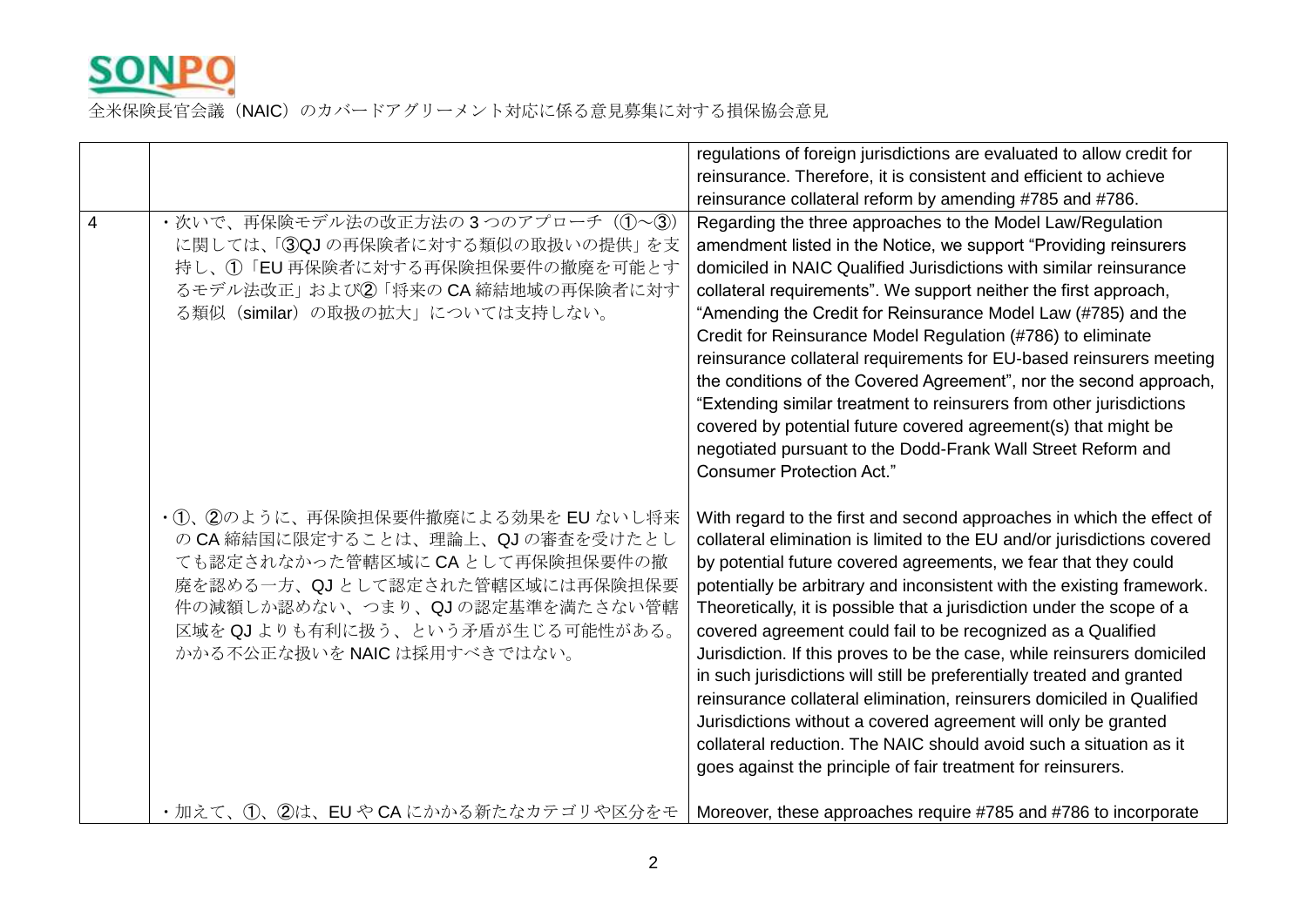SONPO

全米保険長官会議（NAIC）のカバードアグリーメント対応に係る意見募集に対する損保協会意見

| | | |
|---|---|---|
| | | regulations of foreign jurisdictions are evaluated to allow credit for reinsurance. Therefore, it is consistent and efficient to achieve reinsurance collateral reform by amending #785 and #786. |
| 4 | ・次いで、再保険モデル法の改正方法の 3 つのアプローチ（①～③）に関しては、「③QJ の再保険者に対する類似の取扱いの提供」を支持し、①「EU 再保険者に対する再保険担保要件の撤廃を可能とするモデル法改正」および②「将来の CA 締結地域の再保険者に対する類似（similar）の取扱の拡大」については支持しない。 | Regarding the three approaches to the Model Law/Regulation amendment listed in the Notice, we support "Providing reinsurers domiciled in NAIC Qualified Jurisdictions with similar reinsurance collateral requirements". We support neither the first approach, "Amending the Credit for Reinsurance Model Law (#785) and the Credit for Reinsurance Model Regulation (#786) to eliminate reinsurance collateral requirements for EU-based reinsurers meeting the conditions of the Covered Agreement", nor the second approach, "Extending similar treatment to reinsurers from other jurisdictions covered by potential future covered agreement(s) that might be negotiated pursuant to the Dodd-Frank Wall Street Reform and Consumer Protection Act." |
| | ・①、②のように、再保険担保要件撤廃による効果を EU ないし将来の CA 締結国に限定することは、理論上、QJ の審査を受けたとしても認定されなかった管轄区域に CA として再保険担保要件の撤廃を認める一方、QJ として認定された管轄区域には再保険担保要件の減額しか認めない、つまり、QJ の認定基準を満たさない管轄区域を QJ よりも有利に扱う、という矛盾が生じる可能性がある。かかる不公正な扱いを NAIC は採用すべきではない。 | With regard to the first and second approaches in which the effect of collateral elimination is limited to the EU and/or jurisdictions covered by potential future covered agreements, we fear that they could potentially be arbitrary and inconsistent with the existing framework. Theoretically, it is possible that a jurisdiction under the scope of a covered agreement could fail to be recognized as a Qualified Jurisdiction. If this proves to be the case, while reinsurers domiciled in such jurisdictions will still be preferentially treated and granted reinsurance collateral elimination, reinsurers domiciled in Qualified Jurisdictions without a covered agreement will only be granted collateral reduction. The NAIC should avoid such a situation as it goes against the principle of fair treatment for reinsurers. |
| | ・加えて、①、②は、EU や CA にかかる新たなカテゴリや区分をモ | Moreover, these approaches require #785 and #786 to incorporate |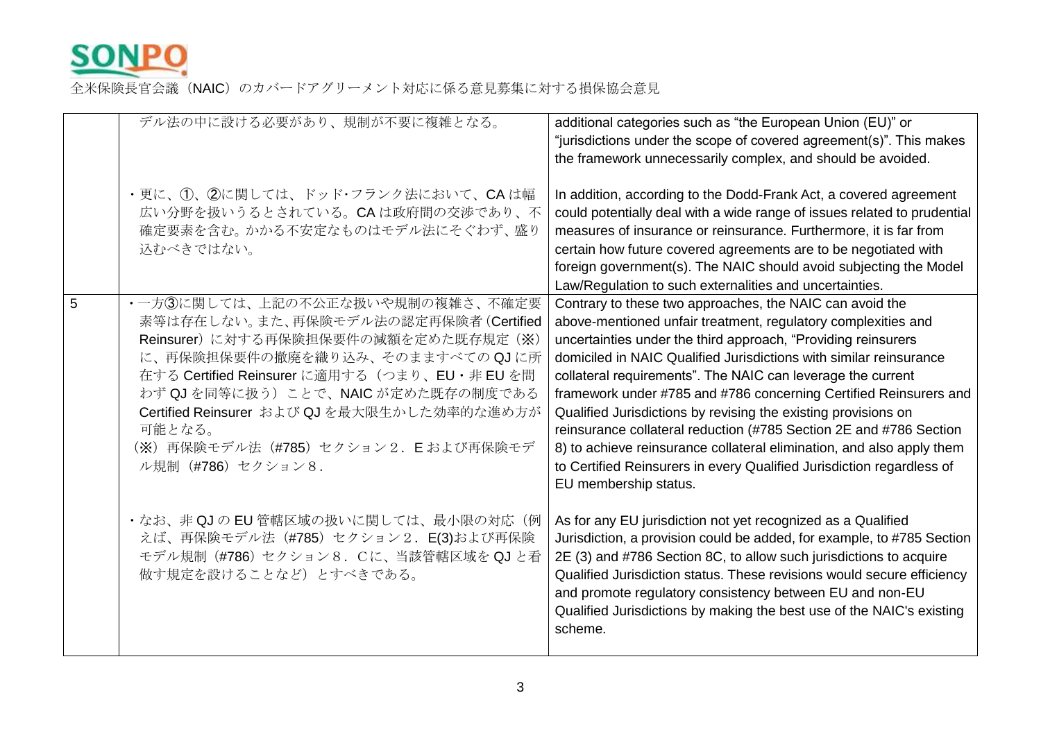| | | |
|---|---|---|
| | デル法の中に設ける必要があり、規制が不要に複雑となる。 | additional categories such as "the European Union (EU)" or "jurisdictions under the scope of covered agreement(s)". This makes the framework unnecessarily complex, and should be avoided. |
| | ・更に、①、②に関しては、ドッド･フランク法において、CA は幅広い分野を扱いうるとされている。CA は政府間の交渉であり、不確定要素を含む。かかる不安定なものはモデル法にそぐわず、盛り込むべきではない。 | In addition, according to the Dodd-Frank Act, a covered agreement could potentially deal with a wide range of issues related to prudential measures of insurance or reinsurance. Furthermore, it is far from certain how future covered agreements are to be negotiated with foreign government(s). The NAIC should avoid subjecting the Model Law/Regulation to such externalities and uncertainties. |
| 5 | ・一方③に関しては、上記の不公正な扱いや規制の複雑さ、不確定要素等は存在しない。また、再保険モデル法の認定再保険者（Certified Reinsurer）に対する再保険担保要件の減額を定めた既存規定（※）に、再保険担保要件の撤廃を織り込み、そのまますべての QJ に所在する Certified Reinsurer に適用する（つまり、EU・非 EU を問わず QJ を同等に扱う）ことで、NAIC が定めた既存の制度である Certified Reinsurer および QJ を最大限生かした効率的な進め方が可能となる。<br>（※）再保険モデル法（#785）セクション２．E および再保険モデル規制（#786）セクション８. | Contrary to these two approaches, the NAIC can avoid the above-mentioned unfair treatment, regulatory complexities and uncertainties under the third approach, "Providing reinsurers domiciled in NAIC Qualified Jurisdictions with similar reinsurance collateral requirements". The NAIC can leverage the current framework under #785 and #786 concerning Certified Reinsurers and Qualified Jurisdictions by revising the existing provisions on reinsurance collateral reduction (#785 Section 2E and #786 Section 8) to achieve reinsurance collateral elimination, and also apply them to Certified Reinsurers in every Qualified Jurisdiction regardless of EU membership status. |
| | ・なお、非 QJ の EU 管轄区域の扱いに関しては、最小限の対応（例えば、再保険モデル法（#785）セクション２．E(3)および再保険モデル規制（#786）セクション８．C に、当該管轄区域を QJ と看做す規定を設けることなど）とすべきである。 | As for any EU jurisdiction not yet recognized as a Qualified Jurisdiction, a provision could be added, for example, to #785 Section 2E (3) and #786 Section 8C, to allow such jurisdictions to acquire Qualified Jurisdiction status. These revisions would secure efficiency and promote regulatory consistency between EU and non-EU Qualified Jurisdictions by making the best use of the NAIC's existing scheme. |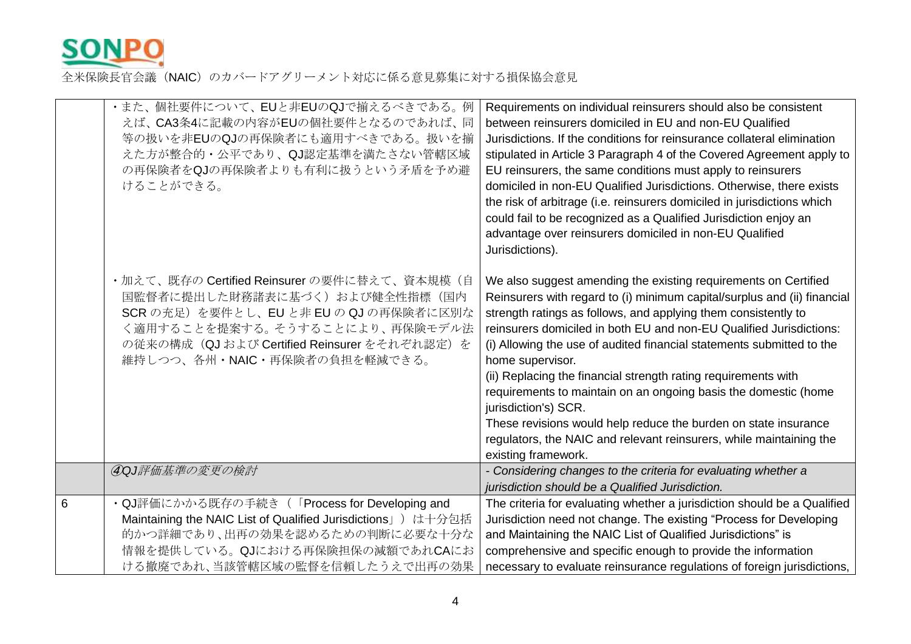全米保険長官会議（NAIC）のカバードアグリーメント対応に係る意見募集に対する損保協会意見

| | | |
|---|---|---|
| | ・また、個社要件について、EUと非EUのQJで揃えるべきである。例えば、CA3条4に記載の内容がEUの個社要件となるのであれば、同等の扱いを非EUのQJの再保険者にも適用すべきである。扱いを揃えた方が整合的・公平であり、QJ認定基準を満たさない管轄区域の再保険者をQJの再保険者よりも有利に扱うという矛盾を予め避けることができる。<br><br>・加えて、既存の Certified Reinsurer の要件に替えて、資本規模（自国監督者に提出した財務諸表に基づく）および健全性指標（国内SCR の充足）を要件とし、EU と非 EU の QJ の再保険者に区別なく適用することを提案する。そうすることにより、再保険モデル法の従来の構成（QJ および Certified Reinsurer をそれぞれ認定）を維持しつつ、各州・NAIC・再保険者の負担を軽減できる。 | Requirements on individual reinsurers should also be consistent between reinsurers domiciled in EU and non-EU Qualified Jurisdictions. If the conditions for reinsurance collateral elimination stipulated in Article 3 Paragraph 4 of the Covered Agreement apply to EU reinsurers, the same conditions must apply to reinsurers domiciled in non-EU Qualified Jurisdictions. Otherwise, there exists the risk of arbitrage (i.e. reinsurers domiciled in jurisdictions which could fail to be recognized as a Qualified Jurisdiction enjoy an advantage over reinsurers domiciled in non-EU Qualified Jurisdictions).<br><br>We also suggest amending the existing requirements on Certified Reinsurers with regard to (i) minimum capital/surplus and (ii) financial strength ratings as follows, and applying them consistently to reinsurers domiciled in both EU and non-EU Qualified Jurisdictions:<br>(i) Allowing the use of audited financial statements submitted to the home supervisor.<br>(ii) Replacing the financial strength rating requirements with requirements to maintain on an ongoing basis the domestic (home jurisdiction's) SCR.<br>These revisions would help reduce the burden on state insurance regulators, the NAIC and relevant reinsurers, while maintaining the existing framework. |
| | *④QJ評価基準の変更の検討* | *- Considering changes to the criteria for evaluating whether a jurisdiction should be a Qualified Jurisdiction.* |
| 6 | ・QJ評価にかかる既存の手続き（「Process for Developing and Maintaining the NAIC List of Qualified Jurisdictions」）は十分包括的かつ詳細であり、出再の効果を認めるための判断に必要な十分な情報を提供している。QJにおける再保険担保の減額であれCAにおける撤廃であれ、当該管轄区域の監督を信頼したうえで出再の効果 | The criteria for evaluating whether a jurisdiction should be a Qualified Jurisdiction need not change. The existing "Process for Developing and Maintaining the NAIC List of Qualified Jurisdictions" is comprehensive and specific enough to provide the information necessary to evaluate reinsurance regulations of foreign jurisdictions, |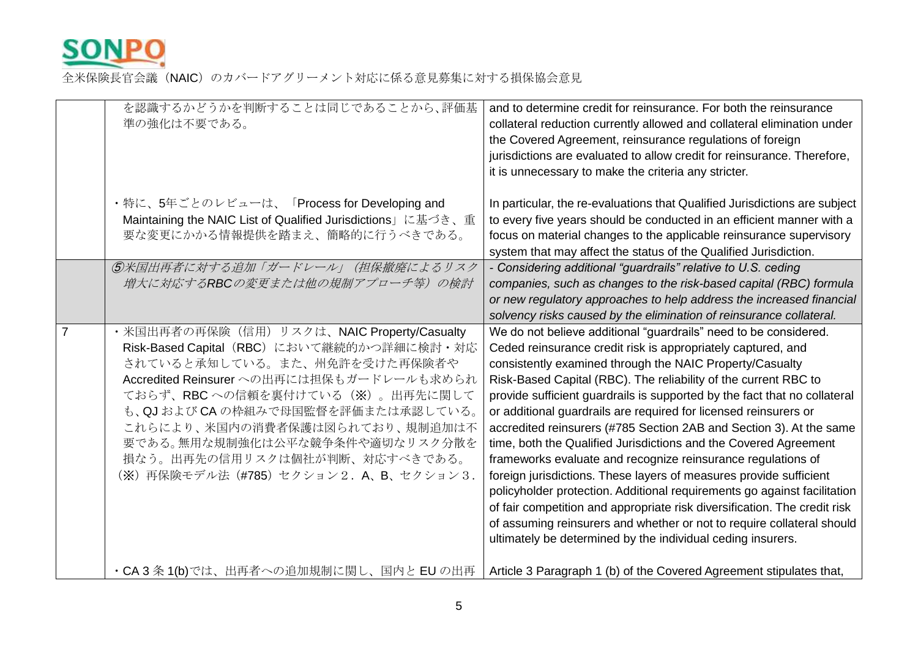| | | |
|---|---|---|
| | を認識するかどうかを判断することは同じであることから、評価基準の強化は不要である。<br><br>・特に、5年ごとのレビューは、「Process for Developing and Maintaining the NAIC List of Qualified Jurisdictions」に基づき、重要な変更にかかる情報提供を踏まえ、簡略的に行うべきである。 | and to determine credit for reinsurance. For both the reinsurance collateral reduction currently allowed and collateral elimination under the Covered Agreement, reinsurance regulations of foreign jurisdictions are evaluated to allow credit for reinsurance. Therefore, it is unnecessary to make the criteria any stricter.<br><br>In particular, the re-evaluations that Qualified Jurisdictions are subject to every five years should be conducted in an efficient manner with a focus on material changes to the applicable reinsurance supervisory system that may affect the status of the Qualified Jurisdiction. |
| | *⑤米国出再者に対する追加「ガードレール」（担保撤廃によるリスク増大に対応するRBCの変更または他の規制アプローチ等）の検討* | *- Considering additional "guardrails" relative to U.S. ceding companies, such as changes to the risk-based capital (RBC) formula or new regulatory approaches to help address the increased financial solvency risks caused by the elimination of reinsurance collateral.* |
| 7 | ・米国出再者の再保険（信用）リスクは、NAIC Property/Casualty Risk-Based Capital（RBC）において継続的かつ詳細に検討・対応されていると承知している。また、州免許を受けた再保険者や Accredited Reinsurer への出再には担保もガードレールも求められておらず、RBC への信頼を裏付けている（※）。出再先に関しても、QJ および CA の枠組みで母国監督を評価または承認している。これらにより、米国内の消費者保護は図られており、規制追加は不要である。無用な規制強化は公平な競争条件や適切なリスク分散を損なう。出再先の信用リスクは個社が判断、対応すべきである。<br>（※）再保険モデル法（#785）セクション２．A、B、セクション３．<br><br>・CA 3 条 1(b)では、出再者への追加規制に関し、国内と EU の出再 | We do not believe additional "guardrails" need to be considered. Ceded reinsurance credit risk is appropriately captured, and consistently examined through the NAIC Property/Casualty Risk-Based Capital (RBC). The reliability of the current RBC to provide sufficient guardrails is supported by the fact that no collateral or additional guardrails are required for licensed reinsurers or accredited reinsurers (#785 Section 2AB and Section 3). At the same time, both the Qualified Jurisdictions and the Covered Agreement frameworks evaluate and recognize reinsurance regulations of foreign jurisdictions. These layers of measures provide sufficient policyholder protection. Additional requirements go against facilitation of fair competition and appropriate risk diversification. The credit risk of assuming reinsurers and whether or not to require collateral should ultimately be determined by the individual ceding insurers.<br><br>Article 3 Paragraph 1 (b) of the Covered Agreement stipulates that, |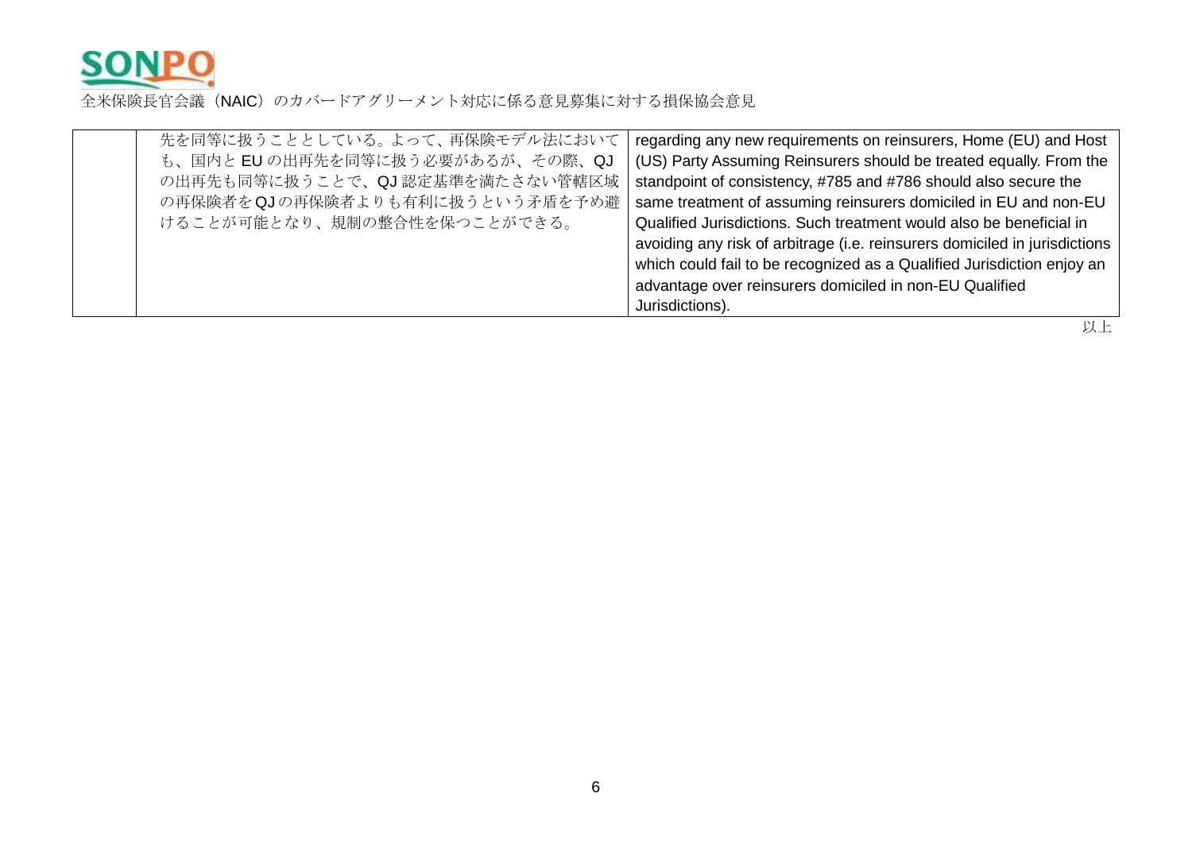| | | |
|---|---|---|
| | 先を同等に扱うこととしている。よって、再保険モデル法においても、国内と EU の出再先を同等に扱う必要があるが、その際、QJ の出再先も同等に扱うことで、QJ 認定基準を満たさない管轄区域の再保険者をQJの再保険者よりも有利に扱うという矛盾を予め避けることが可能となり、規制の整合性を保つことができる。 | regarding any new requirements on reinsurers, Home (EU) and Host (US) Party Assuming Reinsurers should be treated equally. From the standpoint of consistency, #785 and #786 should also secure the same treatment of assuming reinsurers domiciled in EU and non-EU Qualified Jurisdictions. Such treatment would also be beneficial in avoiding any risk of arbitrage (i.e. reinsurers domiciled in jurisdictions which could fail to be recognized as a Qualified Jurisdiction enjoy an advantage over reinsurers domiciled in non-EU Qualified Jurisdictions). |

以上